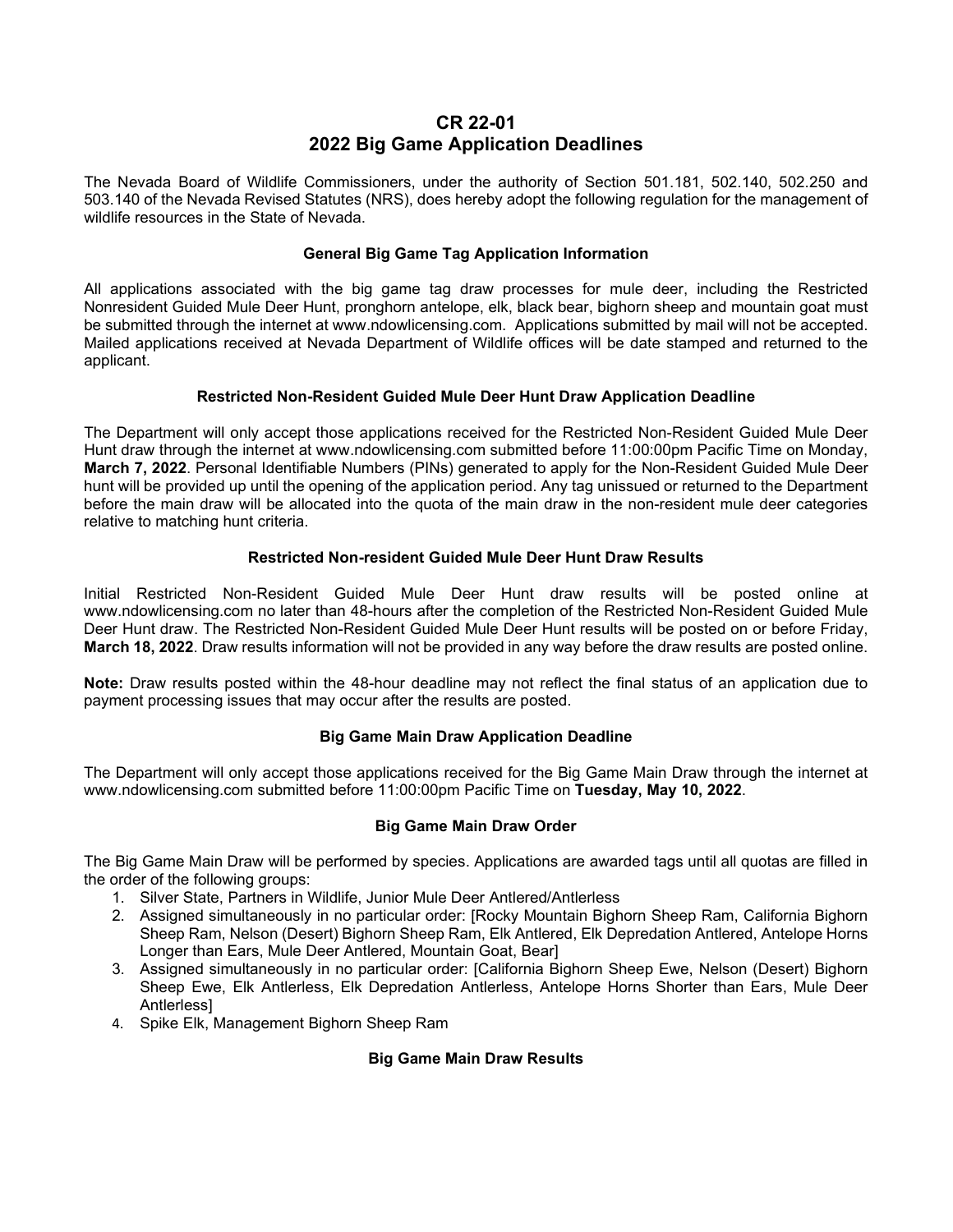# CR 22-01
# 2022 Big Game Application Deadlines

The Nevada Board of Wildlife Commissioners, under the authority of Section 501.181, 502.140, 502.250 and 503.140 of the Nevada Revised Statutes (NRS), does hereby adopt the following regulation for the management of wildlife resources in the State of Nevada.

### General Big Game Tag Application Information

All applications associated with the big game tag draw processes for mule deer, including the Restricted Nonresident Guided Mule Deer Hunt, pronghorn antelope, elk, black bear, bighorn sheep and mountain goat must be submitted through the internet at www.ndowlicensing.com. Applications submitted by mail will not be accepted. Mailed applications received at Nevada Department of Wildlife offices will be date stamped and returned to the applicant.

### Restricted Non-Resident Guided Mule Deer Hunt Draw Application Deadline

The Department will only accept those applications received for the Restricted Non-Resident Guided Mule Deer Hunt draw through the internet at www.ndowlicensing.com submitted before 11:00:00pm Pacific Time on Monday, **March 7, 2022**. Personal Identifiable Numbers (PINs) generated to apply for the Non-Resident Guided Mule Deer hunt will be provided up until the opening of the application period. Any tag unissued or returned to the Department before the main draw will be allocated into the quota of the main draw in the non-resident mule deer categories relative to matching hunt criteria.

### Restricted Non-resident Guided Mule Deer Hunt Draw Results

Initial Restricted Non-Resident Guided Mule Deer Hunt draw results will be posted online at www.ndowlicensing.com no later than 48-hours after the completion of the Restricted Non-Resident Guided Mule Deer Hunt draw. The Restricted Non-Resident Guided Mule Deer Hunt results will be posted on or before Friday, **March 18, 2022**. Draw results information will not be provided in any way before the draw results are posted online.

**Note:** Draw results posted within the 48-hour deadline may not reflect the final status of an application due to payment processing issues that may occur after the results are posted.

### Big Game Main Draw Application Deadline

The Department will only accept those applications received for the Big Game Main Draw through the internet at www.ndowlicensing.com submitted before 11:00:00pm Pacific Time on **Tuesday, May 10, 2022**.

### Big Game Main Draw Order

The Big Game Main Draw will be performed by species. Applications are awarded tags until all quotas are filled in the order of the following groups:

1. Silver State, Partners in Wildlife, Junior Mule Deer Antlered/Antlerless
2. Assigned simultaneously in no particular order: [Rocky Mountain Bighorn Sheep Ram, California Bighorn Sheep Ram, Nelson (Desert) Bighorn Sheep Ram, Elk Antlered, Elk Depredation Antlered, Antelope Horns Longer than Ears, Mule Deer Antlered, Mountain Goat, Bear]
3. Assigned simultaneously in no particular order: [California Bighorn Sheep Ewe, Nelson (Desert) Bighorn Sheep Ewe, Elk Antlerless, Elk Depredation Antlerless, Antelope Horns Shorter than Ears, Mule Deer Antlerless]
4. Spike Elk, Management Bighorn Sheep Ram

### Big Game Main Draw Results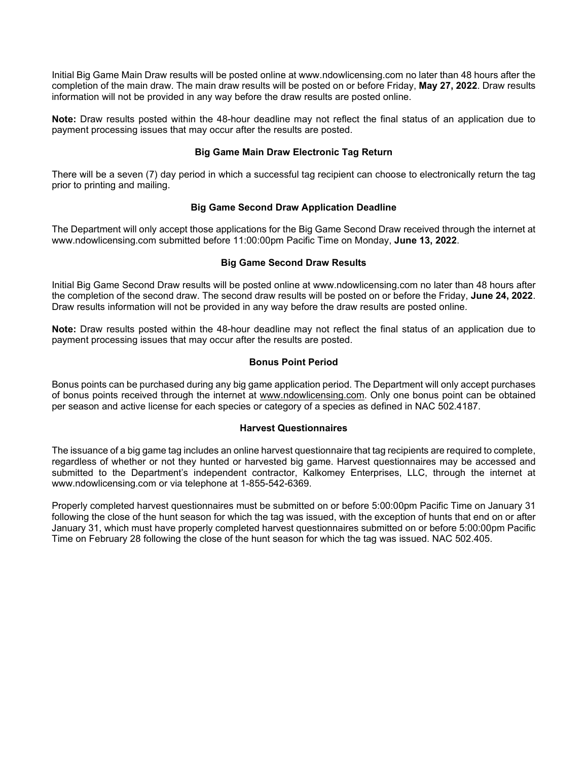Initial Big Game Main Draw results will be posted online at www.ndowlicensing.com no later than 48 hours after the completion of the main draw. The main draw results will be posted on or before Friday, **May 27, 2022**. Draw results information will not be provided in any way before the draw results are posted online.

**Note:** Draw results posted within the 48-hour deadline may not reflect the final status of an application due to payment processing issues that may occur after the results are posted.

### Big Game Main Draw Electronic Tag Return

There will be a seven (7) day period in which a successful tag recipient can choose to electronically return the tag prior to printing and mailing.

### Big Game Second Draw Application Deadline

The Department will only accept those applications for the Big Game Second Draw received through the internet at www.ndowlicensing.com submitted before 11:00:00pm Pacific Time on Monday, **June 13, 2022**.

### Big Game Second Draw Results

Initial Big Game Second Draw results will be posted online at www.ndowlicensing.com no later than 48 hours after the completion of the second draw. The second draw results will be posted on or before the Friday, **June 24, 2022**. Draw results information will not be provided in any way before the draw results are posted online.

**Note:** Draw results posted within the 48-hour deadline may not reflect the final status of an application due to payment processing issues that may occur after the results are posted.

### Bonus Point Period

Bonus points can be purchased during any big game application period. The Department will only accept purchases of bonus points received through the internet at www.ndowlicensing.com. Only one bonus point can be obtained per season and active license for each species or category of a species as defined in NAC 502.4187.

### Harvest Questionnaires

The issuance of a big game tag includes an online harvest questionnaire that tag recipients are required to complete, regardless of whether or not they hunted or harvested big game. Harvest questionnaires may be accessed and submitted to the Department's independent contractor, Kalkomey Enterprises, LLC, through the internet at www.ndowlicensing.com or via telephone at 1-855-542-6369.

Properly completed harvest questionnaires must be submitted on or before 5:00:00pm Pacific Time on January 31 following the close of the hunt season for which the tag was issued, with the exception of hunts that end on or after January 31, which must have properly completed harvest questionnaires submitted on or before 5:00:00pm Pacific Time on February 28 following the close of the hunt season for which the tag was issued. NAC 502.405.